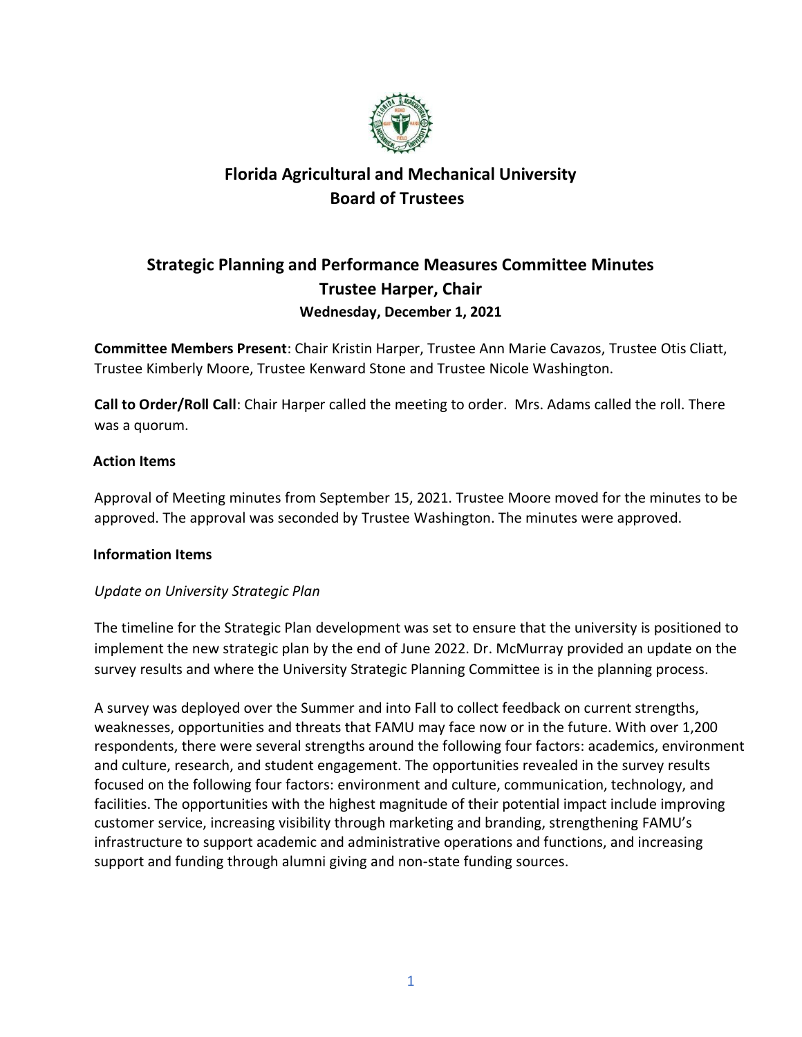# Florida Agricultural and Mechanical University
# Board of Trustees

## Strategic Planning and Performance Measures Committee Minutes
## Trustee Harper, Chair
### Wednesday, December 1, 2021

**Committee Members Present**: Chair Kristin Harper, Trustee Ann Marie Cavazos, Trustee Otis Cliatt, Trustee Kimberly Moore, Trustee Kenward Stone and Trustee Nicole Washington.

**Call to Order/Roll Call**: Chair Harper called the meeting to order. Mrs. Adams called the roll. There was a quorum.

**Action Items**

Approval of Meeting minutes from September 15, 2021. Trustee Moore moved for the minutes to be approved. The approval was seconded by Trustee Washington. The minutes were approved.

**Information Items**

*Update on University Strategic Plan*

The timeline for the Strategic Plan development was set to ensure that the university is positioned to implement the new strategic plan by the end of June 2022. Dr. McMurray provided an update on the survey results and where the University Strategic Planning Committee is in the planning process.

A survey was deployed over the Summer and into Fall to collect feedback on current strengths, weaknesses, opportunities and threats that FAMU may face now or in the future. With over 1,200 respondents, there were several strengths around the following four factors: academics, environment and culture, research, and student engagement. The opportunities revealed in the survey results focused on the following four factors: environment and culture, communication, technology, and facilities. The opportunities with the highest magnitude of their potential impact include improving customer service, increasing visibility through marketing and branding, strengthening FAMU's infrastructure to support academic and administrative operations and functions, and increasing support and funding through alumni giving and non-state funding sources.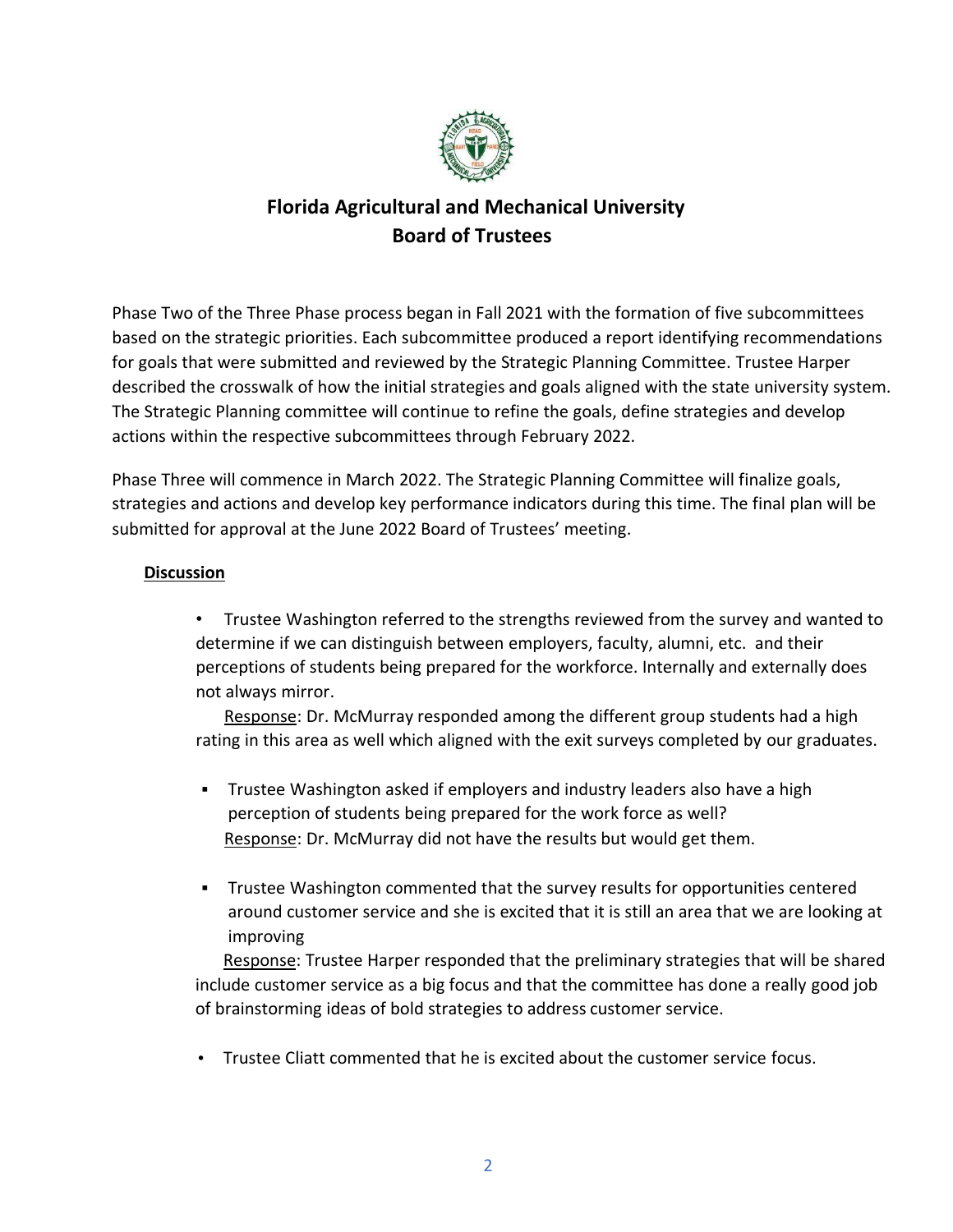## Florida Agricultural and Mechanical University
## Board of Trustees

Phase Two of the Three Phase process began in Fall 2021 with the formation of five subcommittees based on the strategic priorities. Each subcommittee produced a report identifying recommendations for goals that were submitted and reviewed by the Strategic Planning Committee. Trustee Harper described the crosswalk of how the initial strategies and goals aligned with the state university system. The Strategic Planning committee will continue to refine the goals, define strategies and develop actions within the respective subcommittees through February 2022.

Phase Three will commence in March 2022. The Strategic Planning Committee will finalize goals, strategies and actions and develop key performance indicators during this time. The final plan will be submitted for approval at the June 2022 Board of Trustees' meeting.

**Discussion**

- Trustee Washington referred to the strengths reviewed from the survey and wanted to determine if we can distinguish between employers, faculty, alumni, etc. and their perceptions of students being prepared for the workforce. Internally and externally does not always mirror.
  Response: Dr. McMurray responded among the different group students had a high rating in this area as well which aligned with the exit surveys completed by our graduates.

- Trustee Washington asked if employers and industry leaders also have a high perception of students being prepared for the work force as well?
  Response: Dr. McMurray did not have the results but would get them.

- Trustee Washington commented that the survey results for opportunities centered around customer service and she is excited that it is still an area that we are looking at improving
  Response: Trustee Harper responded that the preliminary strategies that will be shared include customer service as a big focus and that the committee has done a really good job of brainstorming ideas of bold strategies to address customer service.

- Trustee Cliatt commented that he is excited about the customer service focus.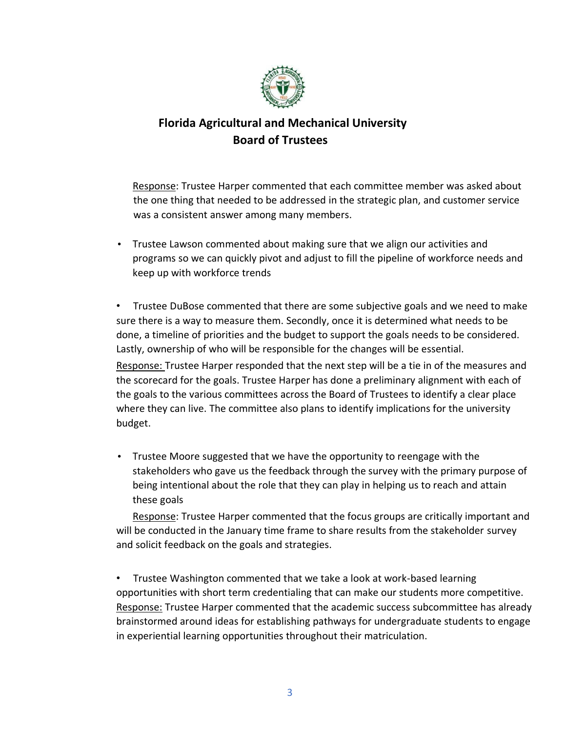# Florida Agricultural and Mechanical University
## Board of Trustees

Response: Trustee Harper commented that each committee member was asked about the one thing that needed to be addressed in the strategic plan, and customer service was a consistent answer among many members.

- Trustee Lawson commented about making sure that we align our activities and programs so we can quickly pivot and adjust to fill the pipeline of workforce needs and keep up with workforce trends

- Trustee DuBose commented that there are some subjective goals and we need to make sure there is a way to measure them. Secondly, once it is determined what needs to be done, a timeline of priorities and the budget to support the goals needs to be considered. Lastly, ownership of who will be responsible for the changes will be essential.

Response: Trustee Harper responded that the next step will be a tie in of the measures and the scorecard for the goals. Trustee Harper has done a preliminary alignment with each of the goals to the various committees across the Board of Trustees to identify a clear place where they can live. The committee also plans to identify implications for the university budget.

- Trustee Moore suggested that we have the opportunity to reengage with the stakeholders who gave us the feedback through the survey with the primary purpose of being intentional about the role that they can play in helping us to reach and attain these goals

Response: Trustee Harper commented that the focus groups are critically important and will be conducted in the January time frame to share results from the stakeholder survey and solicit feedback on the goals and strategies.

- Trustee Washington commented that we take a look at work-based learning opportunities with short term credentialing that can make our students more competitive.

Response: Trustee Harper commented that the academic success subcommittee has already brainstormed around ideas for establishing pathways for undergraduate students to engage in experiential learning opportunities throughout their matriculation.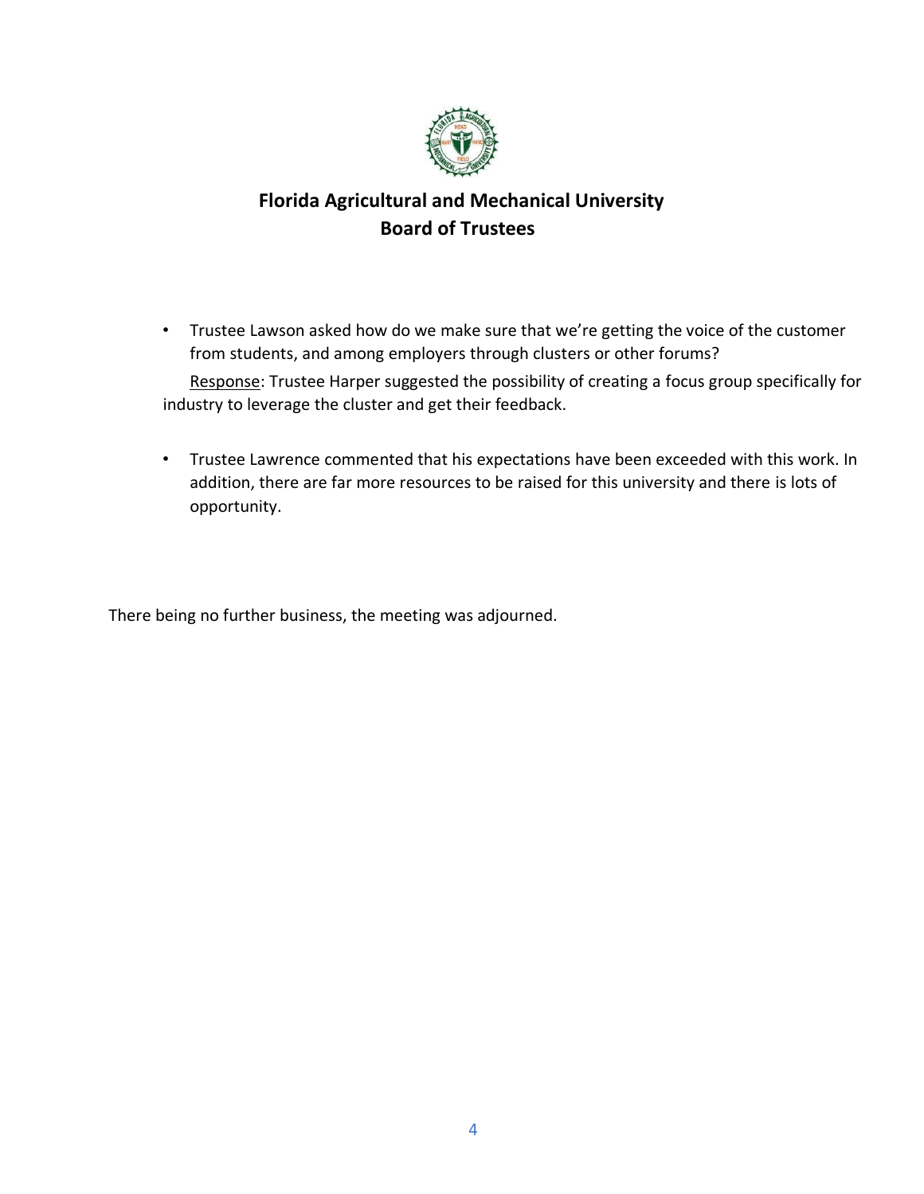# Florida Agricultural and Mechanical University
## Board of Trustees

- Trustee Lawson asked how do we make sure that we're getting the voice of the customer from students, and among employers through clusters or other forums?

  Response: Trustee Harper suggested the possibility of creating a focus group specifically for industry to leverage the cluster and get their feedback.

- Trustee Lawrence commented that his expectations have been exceeded with this work. In addition, there are far more resources to be raised for this university and there is lots of opportunity.

There being no further business, the meeting was adjourned.